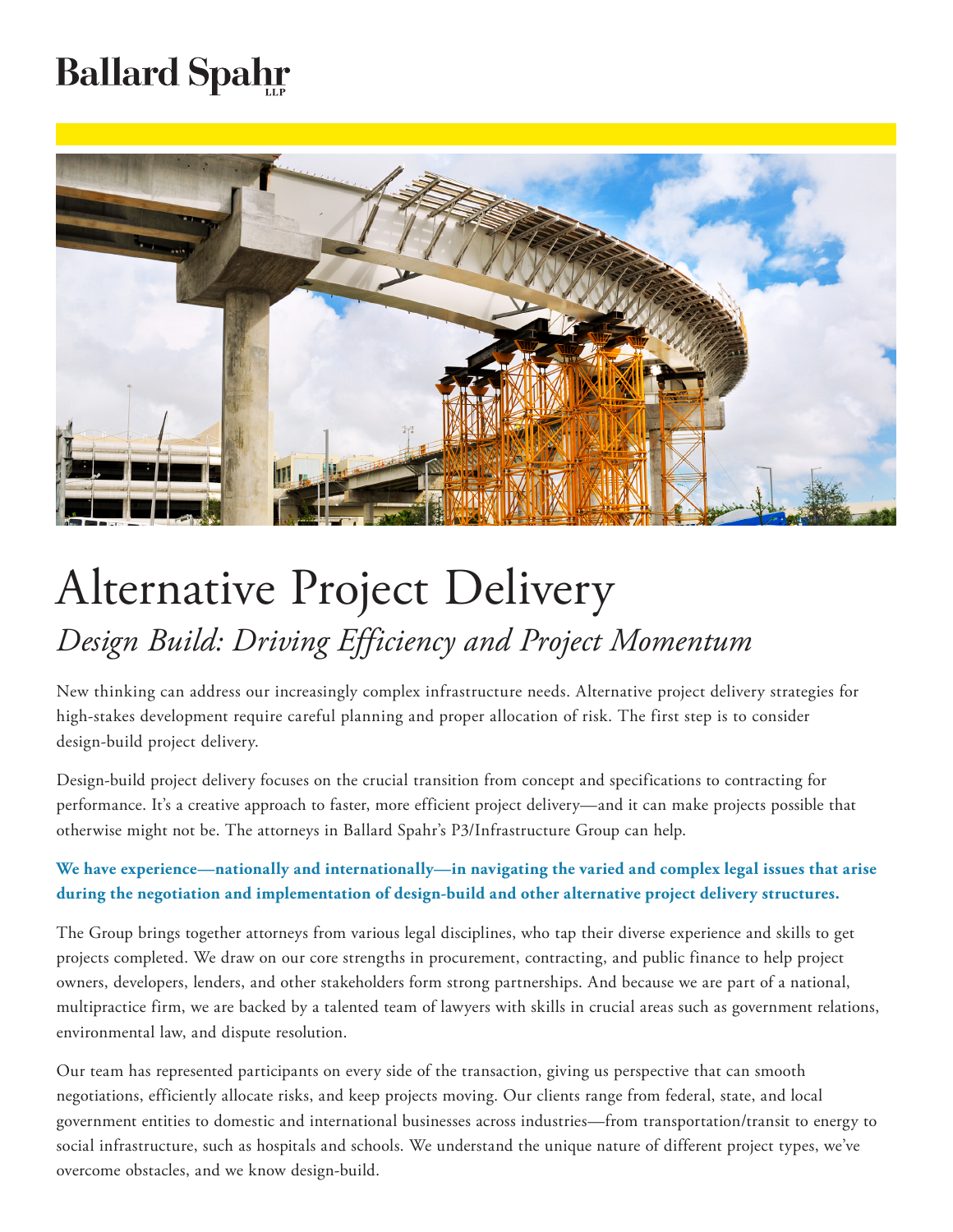Ballard Spahr LLP

# Alternative Project Delivery

## *Design Build: Driving Efficiency and Project Momentum*

New thinking can address our increasingly complex infrastructure needs. Alternative project delivery strategies for high-stakes development require careful planning and proper allocation of risk. The first step is to consider design-build project delivery.

Design-build project delivery focuses on the crucial transition from concept and specifications to contracting for performance. It's a creative approach to faster, more efficient project delivery—and it can make projects possible that otherwise might not be. The attorneys in Ballard Spahr's P3/Infrastructure Group can help.

**We have experience—nationally and internationally—in navigating the varied and complex legal issues that arise during the negotiation and implementation of design-build and other alternative project delivery structures.**

The Group brings together attorneys from various legal disciplines, who tap their diverse experience and skills to get projects completed. We draw on our core strengths in procurement, contracting, and public finance to help project owners, developers, lenders, and other stakeholders form strong partnerships. And because we are part of a national, multipractice firm, we are backed by a talented team of lawyers with skills in crucial areas such as government relations, environmental law, and dispute resolution.

Our team has represented participants on every side of the transaction, giving us perspective that can smooth negotiations, efficiently allocate risks, and keep projects moving. Our clients range from federal, state, and local government entities to domestic and international businesses across industries—from transportation/transit to energy to social infrastructure, such as hospitals and schools. We understand the unique nature of different project types, we've overcome obstacles, and we know design-build.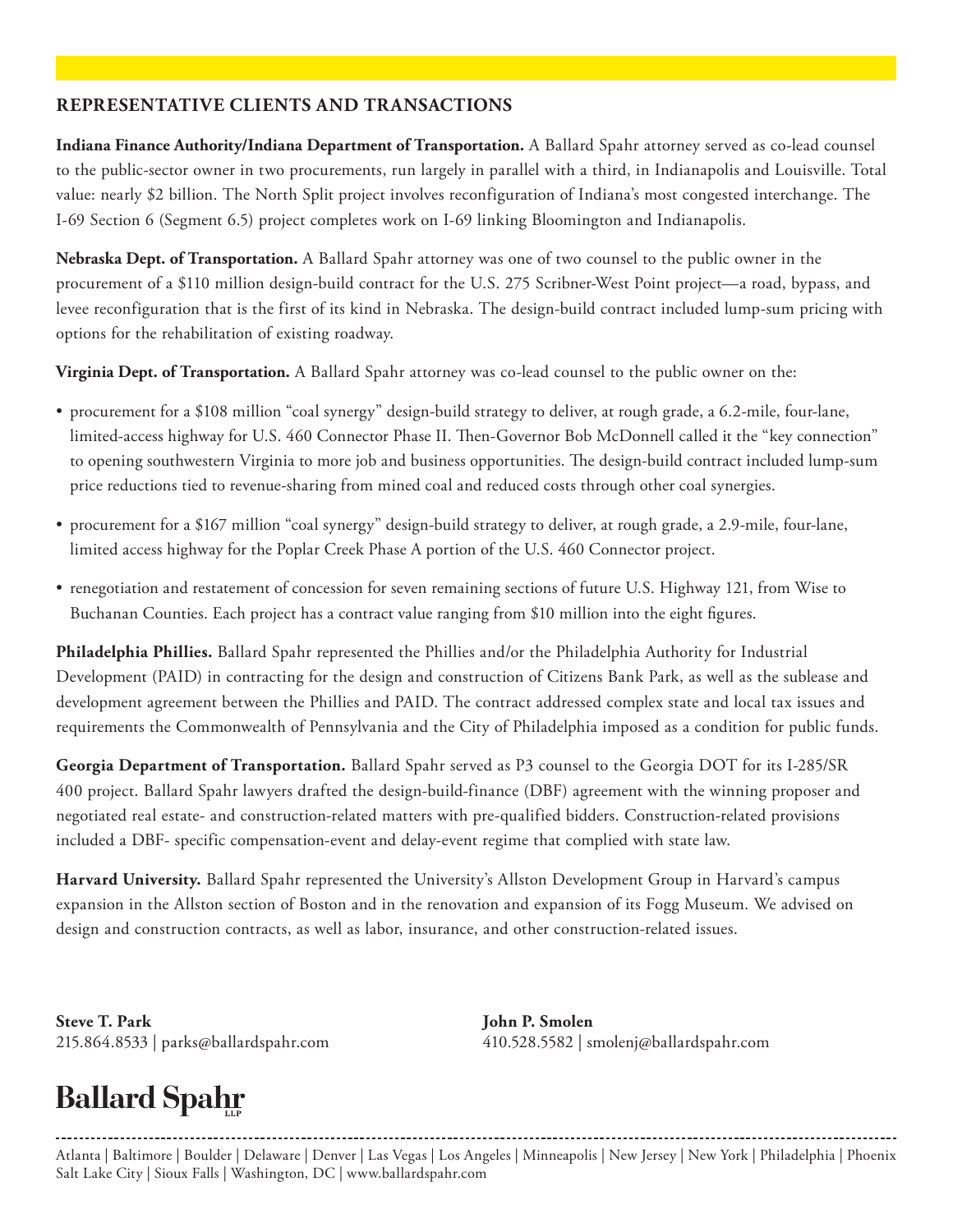## REPRESENTATIVE CLIENTS AND TRANSACTIONS

**Indiana Finance Authority/Indiana Department of Transportation.** A Ballard Spahr attorney served as co-lead counsel to the public-sector owner in two procurements, run largely in parallel with a third, in Indianapolis and Louisville. Total value: nearly $2 billion. The North Split project involves reconfiguration of Indiana's most congested interchange. The I-69 Section 6 (Segment 6.5) project completes work on I-69 linking Bloomington and Indianapolis.

**Nebraska Dept. of Transportation.** A Ballard Spahr attorney was one of two counsel to the public owner in the procurement of a $110 million design-build contract for the U.S. 275 Scribner-West Point project—a road, bypass, and levee reconfiguration that is the first of its kind in Nebraska. The design-build contract included lump-sum pricing with options for the rehabilitation of existing roadway.

**Virginia Dept. of Transportation.** A Ballard Spahr attorney was co-lead counsel to the public owner on the:

- procurement for a $108 million "coal synergy" design-build strategy to deliver, at rough grade, a 6.2-mile, four-lane, limited-access highway for U.S. 460 Connector Phase II. Then-Governor Bob McDonnell called it the "key connection" to opening southwestern Virginia to more job and business opportunities. The design-build contract included lump-sum price reductions tied to revenue-sharing from mined coal and reduced costs through other coal synergies.
- procurement for a $167 million "coal synergy" design-build strategy to deliver, at rough grade, a 2.9-mile, four-lane, limited access highway for the Poplar Creek Phase A portion of the U.S. 460 Connector project.
- renegotiation and restatement of concession for seven remaining sections of future U.S. Highway 121, from Wise to Buchanan Counties. Each project has a contract value ranging from $10 million into the eight figures.

**Philadelphia Phillies.** Ballard Spahr represented the Phillies and/or the Philadelphia Authority for Industrial Development (PAID) in contracting for the design and construction of Citizens Bank Park, as well as the sublease and development agreement between the Phillies and PAID. The contract addressed complex state and local tax issues and requirements the Commonwealth of Pennsylvania and the City of Philadelphia imposed as a condition for public funds.

**Georgia Department of Transportation.** Ballard Spahr served as P3 counsel to the Georgia DOT for its I-285/SR 400 project. Ballard Spahr lawyers drafted the design-build-finance (DBF) agreement with the winning proposer and negotiated real estate- and construction-related matters with pre-qualified bidders. Construction-related provisions included a DBF- specific compensation-event and delay-event regime that complied with state law.

**Harvard University.** Ballard Spahr represented the University's Allston Development Group in Harvard's campus expansion in the Allston section of Boston and in the renovation and expansion of its Fogg Museum. We advised on design and construction contracts, as well as labor, insurance, and other construction-related issues.

**Steve T. Park**
215.864.8533 | parks@ballardspahr.com

**John P. Smolen**
410.528.5582 | smolenj@ballardspahr.com

**Ballard Spahr** LLP

Atlanta | Baltimore | Boulder | Delaware | Denver | Las Vegas | Los Angeles | Minneapolis | New Jersey | New York | Philadelphia | Phoenix
Salt Lake City | Sioux Falls | Washington, DC | www.ballardspahr.com